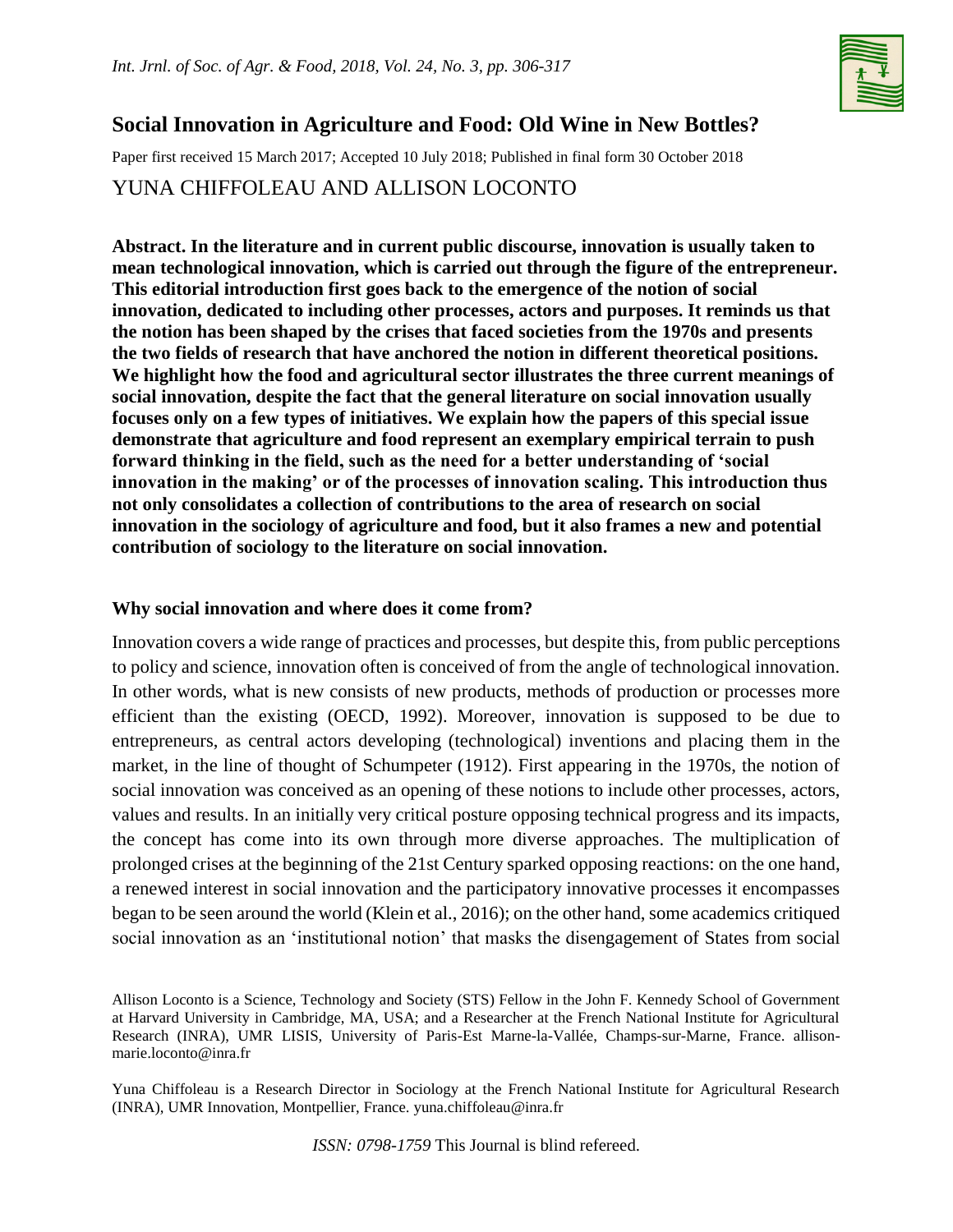# Social Innovation in Agriculture and Food: Old Wine in New Bottles?

Paper first received 15 March 2017; Accepted 10 July 2018; Published in final form 30 October 2018

YUNA CHIFFOLEAU AND ALLISON LOCONTO

**Abstract. In the literature and in current public discourse, innovation is usually taken to mean technological innovation, which is carried out through the figure of the entrepreneur. This editorial introduction first goes back to the emergence of the notion of social innovation, dedicated to including other processes, actors and purposes. It reminds us that the notion has been shaped by the crises that faced societies from the 1970s and presents the two fields of research that have anchored the notion in different theoretical positions. We highlight how the food and agricultural sector illustrates the three current meanings of social innovation, despite the fact that the general literature on social innovation usually focuses only on a few types of initiatives. We explain how the papers of this special issue demonstrate that agriculture and food represent an exemplary empirical terrain to push forward thinking in the field, such as the need for a better understanding of 'social innovation in the making' or of the processes of innovation scaling. This introduction thus not only consolidates a collection of contributions to the area of research on social innovation in the sociology of agriculture and food, but it also frames a new and potential contribution of sociology to the literature on social innovation.**

## Why social innovation and where does it come from?

Innovation covers a wide range of practices and processes, but despite this, from public perceptions to policy and science, innovation often is conceived of from the angle of technological innovation. In other words, what is new consists of new products, methods of production or processes more efficient than the existing (OECD, 1992). Moreover, innovation is supposed to be due to entrepreneurs, as central actors developing (technological) inventions and placing them in the market, in the line of thought of Schumpeter (1912). First appearing in the 1970s, the notion of social innovation was conceived as an opening of these notions to include other processes, actors, values and results. In an initially very critical posture opposing technical progress and its impacts, the concept has come into its own through more diverse approaches. The multiplication of prolonged crises at the beginning of the 21st Century sparked opposing reactions: on the one hand, a renewed interest in social innovation and the participatory innovative processes it encompasses began to be seen around the world (Klein et al., 2016); on the other hand, some academics critiqued social innovation as an 'institutional notion' that masks the disengagement of States from social

Allison Loconto is a Science, Technology and Society (STS) Fellow in the John F. Kennedy School of Government at Harvard University in Cambridge, MA, USA; and a Researcher at the French National Institute for Agricultural Research (INRA), UMR LISIS, University of Paris-Est Marne-la-Vallée, Champs-sur-Marne, France. allison-marie.loconto@inra.fr

Yuna Chiffoleau is a Research Director in Sociology at the French National Institute for Agricultural Research (INRA), UMR Innovation, Montpellier, France. yuna.chiffoleau@inra.fr

*ISSN: 0798-1759* This Journal is blind refereed.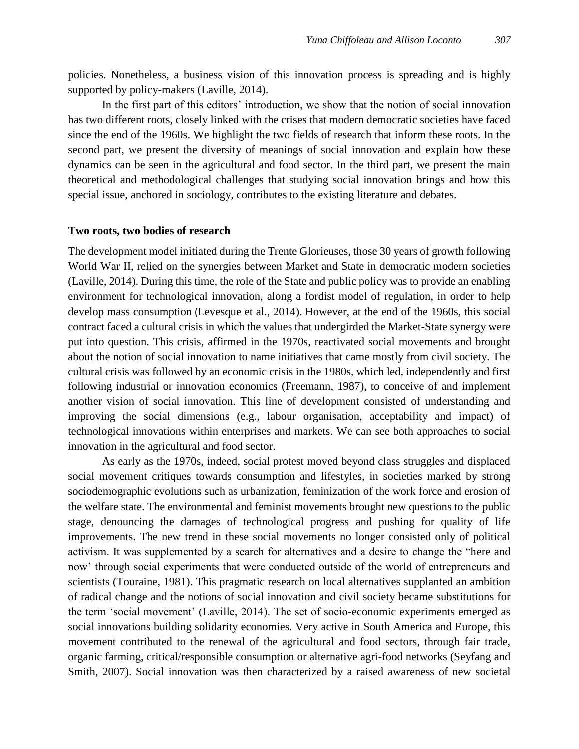policies. Nonetheless, a business vision of this innovation process is spreading and is highly supported by policy-makers (Laville, 2014).

In the first part of this editors' introduction, we show that the notion of social innovation has two different roots, closely linked with the crises that modern democratic societies have faced since the end of the 1960s. We highlight the two fields of research that inform these roots. In the second part, we present the diversity of meanings of social innovation and explain how these dynamics can be seen in the agricultural and food sector. In the third part, we present the main theoretical and methodological challenges that studying social innovation brings and how this special issue, anchored in sociology, contributes to the existing literature and debates.

## Two roots, two bodies of research

The development model initiated during the Trente Glorieuses, those 30 years of growth following World War II, relied on the synergies between Market and State in democratic modern societies (Laville, 2014). During this time, the role of the State and public policy was to provide an enabling environment for technological innovation, along a fordist model of regulation, in order to help develop mass consumption (Levesque et al., 2014). However, at the end of the 1960s, this social contract faced a cultural crisis in which the values that undergirded the Market-State synergy were put into question. This crisis, affirmed in the 1970s, reactivated social movements and brought about the notion of social innovation to name initiatives that came mostly from civil society. The cultural crisis was followed by an economic crisis in the 1980s, which led, independently and first following industrial or innovation economics (Freemann, 1987), to conceive of and implement another vision of social innovation. This line of development consisted of understanding and improving the social dimensions (e.g., labour organisation, acceptability and impact) of technological innovations within enterprises and markets. We can see both approaches to social innovation in the agricultural and food sector.

As early as the 1970s, indeed, social protest moved beyond class struggles and displaced social movement critiques towards consumption and lifestyles, in societies marked by strong sociodemographic evolutions such as urbanization, feminization of the work force and erosion of the welfare state. The environmental and feminist movements brought new questions to the public stage, denouncing the damages of technological progress and pushing for quality of life improvements. The new trend in these social movements no longer consisted only of political activism. It was supplemented by a search for alternatives and a desire to change the "here and now' through social experiments that were conducted outside of the world of entrepreneurs and scientists (Touraine, 1981). This pragmatic research on local alternatives supplanted an ambition of radical change and the notions of social innovation and civil society became substitutions for the term 'social movement' (Laville, 2014). The set of socio-economic experiments emerged as social innovations building solidarity economies. Very active in South America and Europe, this movement contributed to the renewal of the agricultural and food sectors, through fair trade, organic farming, critical/responsible consumption or alternative agri-food networks (Seyfang and Smith, 2007). Social innovation was then characterized by a raised awareness of new societal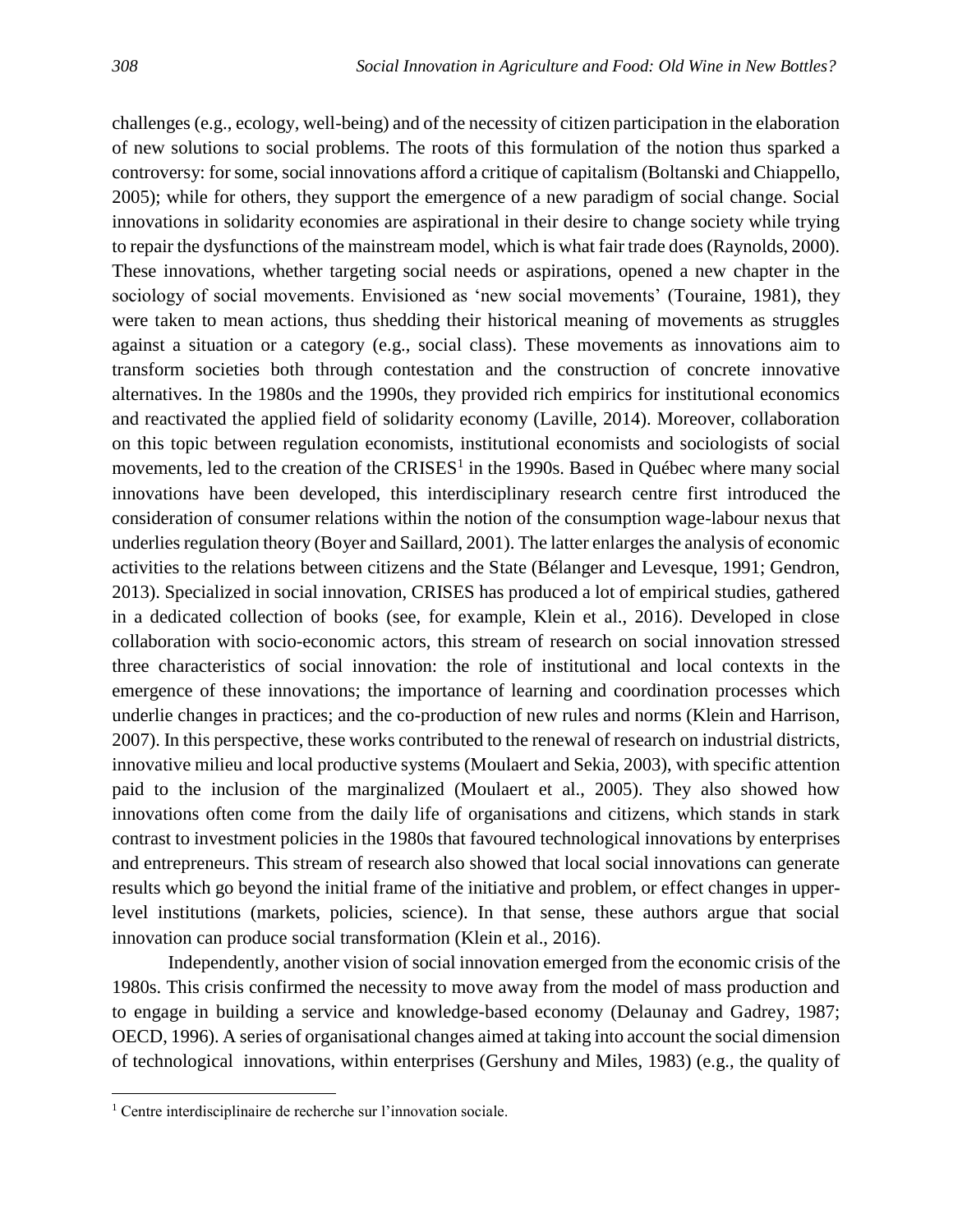challenges (e.g., ecology, well-being) and of the necessity of citizen participation in the elaboration of new solutions to social problems. The roots of this formulation of the notion thus sparked a controversy: for some, social innovations afford a critique of capitalism (Boltanski and Chiappello, 2005); while for others, they support the emergence of a new paradigm of social change. Social innovations in solidarity economies are aspirational in their desire to change society while trying to repair the dysfunctions of the mainstream model, which is what fair trade does (Raynolds, 2000). These innovations, whether targeting social needs or aspirations, opened a new chapter in the sociology of social movements. Envisioned as 'new social movements' (Touraine, 1981), they were taken to mean actions, thus shedding their historical meaning of movements as struggles against a situation or a category (e.g., social class). These movements as innovations aim to transform societies both through contestation and the construction of concrete innovative alternatives. In the 1980s and the 1990s, they provided rich empirics for institutional economics and reactivated the applied field of solidarity economy (Laville, 2014). Moreover, collaboration on this topic between regulation economists, institutional economists and sociologists of social movements, led to the creation of the CRISES[1] in the 1990s. Based in Québec where many social innovations have been developed, this interdisciplinary research centre first introduced the consideration of consumer relations within the notion of the consumption wage-labour nexus that underlies regulation theory (Boyer and Saillard, 2001). The latter enlarges the analysis of economic activities to the relations between citizens and the State (Bélanger and Levesque, 1991; Gendron, 2013). Specialized in social innovation, CRISES has produced a lot of empirical studies, gathered in a dedicated collection of books (see, for example, Klein et al., 2016). Developed in close collaboration with socio-economic actors, this stream of research on social innovation stressed three characteristics of social innovation: the role of institutional and local contexts in the emergence of these innovations; the importance of learning and coordination processes which underlie changes in practices; and the co-production of new rules and norms (Klein and Harrison, 2007). In this perspective, these works contributed to the renewal of research on industrial districts, innovative milieu and local productive systems (Moulaert and Sekia, 2003), with specific attention paid to the inclusion of the marginalized (Moulaert et al., 2005). They also showed how innovations often come from the daily life of organisations and citizens, which stands in stark contrast to investment policies in the 1980s that favoured technological innovations by enterprises and entrepreneurs. This stream of research also showed that local social innovations can generate results which go beyond the initial frame of the initiative and problem, or effect changes in upper-level institutions (markets, policies, science). In that sense, these authors argue that social innovation can produce social transformation (Klein et al., 2016).

Independently, another vision of social innovation emerged from the economic crisis of the 1980s. This crisis confirmed the necessity to move away from the model of mass production and to engage in building a service and knowledge-based economy (Delaunay and Gadrey, 1987; OECD, 1996). A series of organisational changes aimed at taking into account the social dimension of technological innovations, within enterprises (Gershuny and Miles, 1983) (e.g., the quality of

[1] Centre interdisciplinaire de recherche sur l'innovation sociale.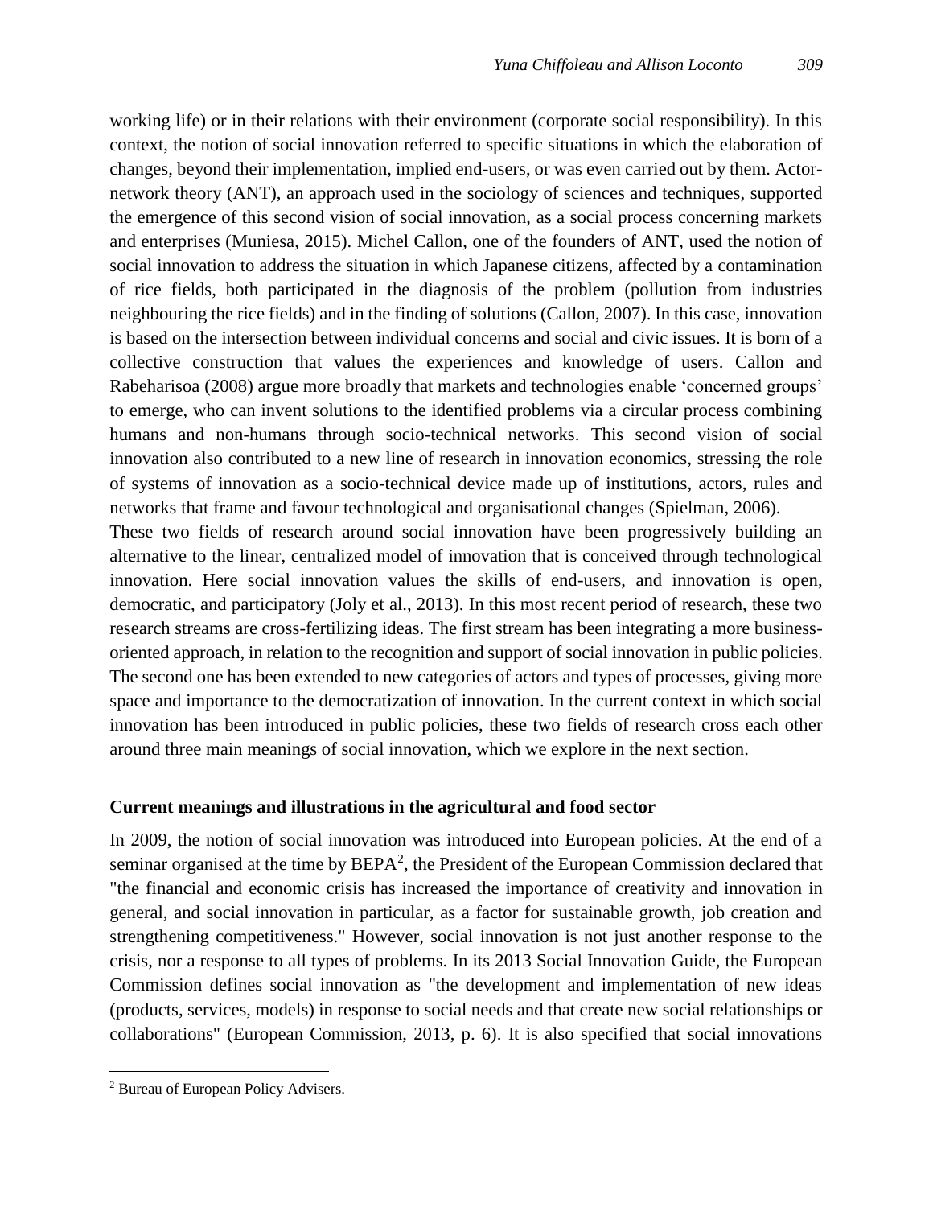working life) or in their relations with their environment (corporate social responsibility). In this context, the notion of social innovation referred to specific situations in which the elaboration of changes, beyond their implementation, implied end-users, or was even carried out by them. Actor-network theory (ANT), an approach used in the sociology of sciences and techniques, supported the emergence of this second vision of social innovation, as a social process concerning markets and enterprises (Muniesa, 2015). Michel Callon, one of the founders of ANT, used the notion of social innovation to address the situation in which Japanese citizens, affected by a contamination of rice fields, both participated in the diagnosis of the problem (pollution from industries neighbouring the rice fields) and in the finding of solutions (Callon, 2007). In this case, innovation is based on the intersection between individual concerns and social and civic issues. It is born of a collective construction that values the experiences and knowledge of users. Callon and Rabeharisoa (2008) argue more broadly that markets and technologies enable 'concerned groups' to emerge, who can invent solutions to the identified problems via a circular process combining humans and non-humans through socio-technical networks. This second vision of social innovation also contributed to a new line of research in innovation economics, stressing the role of systems of innovation as a socio-technical device made up of institutions, actors, rules and networks that frame and favour technological and organisational changes (Spielman, 2006).

These two fields of research around social innovation have been progressively building an alternative to the linear, centralized model of innovation that is conceived through technological innovation. Here social innovation values the skills of end-users, and innovation is open, democratic, and participatory (Joly et al., 2013). In this most recent period of research, these two research streams are cross-fertilizing ideas. The first stream has been integrating a more business-oriented approach, in relation to the recognition and support of social innovation in public policies. The second one has been extended to new categories of actors and types of processes, giving more space and importance to the democratization of innovation. In the current context in which social innovation has been introduced in public policies, these two fields of research cross each other around three main meanings of social innovation, which we explore in the next section.

## Current meanings and illustrations in the agricultural and food sector

In 2009, the notion of social innovation was introduced into European policies. At the end of a seminar organised at the time by BEPA[2], the President of the European Commission declared that "the financial and economic crisis has increased the importance of creativity and innovation in general, and social innovation in particular, as a factor for sustainable growth, job creation and strengthening competitiveness." However, social innovation is not just another response to the crisis, nor a response to all types of problems. In its 2013 Social Innovation Guide, the European Commission defines social innovation as "the development and implementation of new ideas (products, services, models) in response to social needs and that create new social relationships or collaborations" (European Commission, 2013, p. 6). It is also specified that social innovations

[2] Bureau of European Policy Advisers.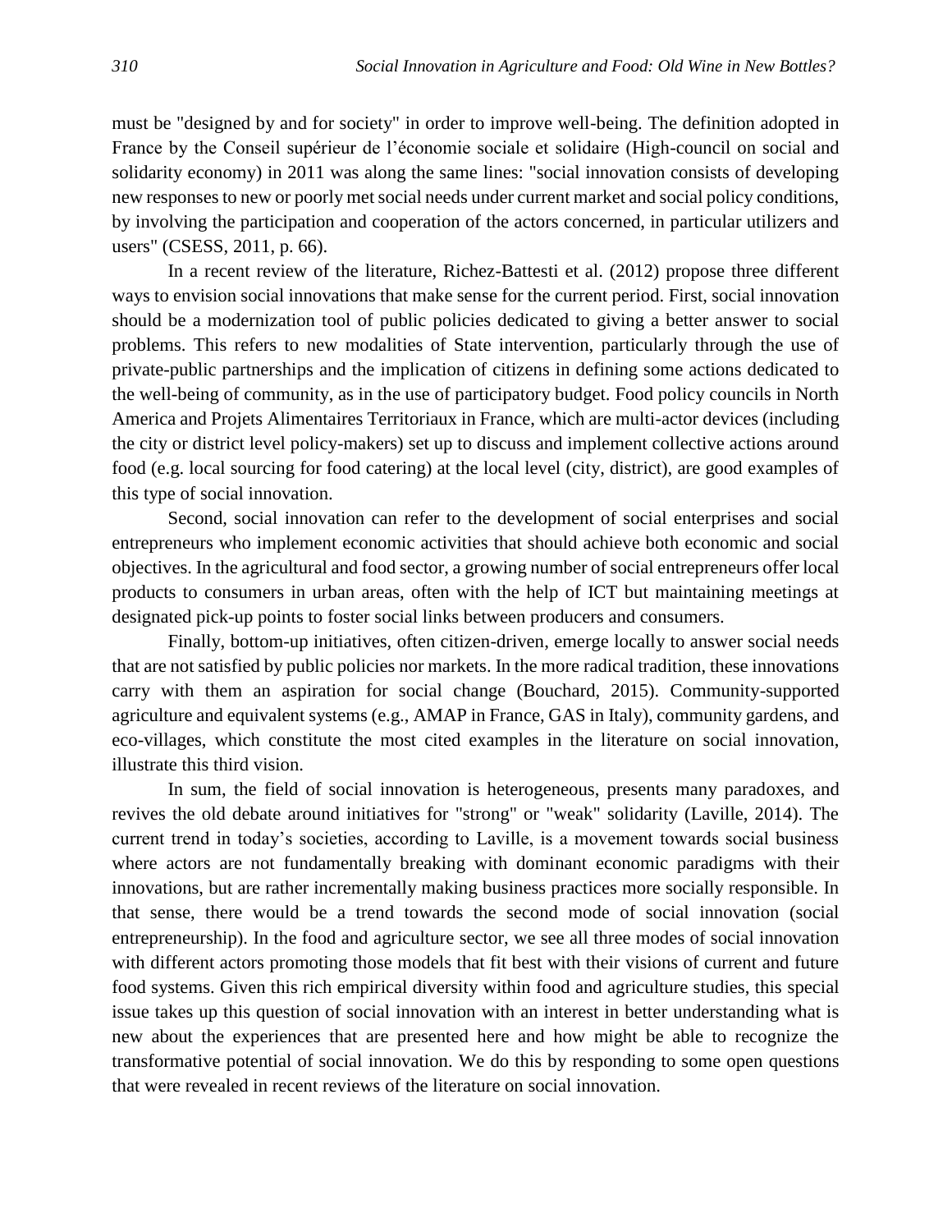must be "designed by and for society" in order to improve well-being. The definition adopted in France by the Conseil supérieur de l'économie sociale et solidaire (High-council on social and solidarity economy) in 2011 was along the same lines: "social innovation consists of developing new responses to new or poorly met social needs under current market and social policy conditions, by involving the participation and cooperation of the actors concerned, in particular utilizers and users" (CSESS, 2011, p. 66).

In a recent review of the literature, Richez-Battesti et al. (2012) propose three different ways to envision social innovations that make sense for the current period. First, social innovation should be a modernization tool of public policies dedicated to giving a better answer to social problems. This refers to new modalities of State intervention, particularly through the use of private-public partnerships and the implication of citizens in defining some actions dedicated to the well-being of community, as in the use of participatory budget. Food policy councils in North America and Projets Alimentaires Territoriaux in France, which are multi-actor devices (including the city or district level policy-makers) set up to discuss and implement collective actions around food (e.g. local sourcing for food catering) at the local level (city, district), are good examples of this type of social innovation.

Second, social innovation can refer to the development of social enterprises and social entrepreneurs who implement economic activities that should achieve both economic and social objectives. In the agricultural and food sector, a growing number of social entrepreneurs offer local products to consumers in urban areas, often with the help of ICT but maintaining meetings at designated pick-up points to foster social links between producers and consumers.

Finally, bottom-up initiatives, often citizen-driven, emerge locally to answer social needs that are not satisfied by public policies nor markets. In the more radical tradition, these innovations carry with them an aspiration for social change (Bouchard, 2015). Community-supported agriculture and equivalent systems (e.g., AMAP in France, GAS in Italy), community gardens, and eco-villages, which constitute the most cited examples in the literature on social innovation, illustrate this third vision.

In sum, the field of social innovation is heterogeneous, presents many paradoxes, and revives the old debate around initiatives for "strong" or "weak" solidarity (Laville, 2014). The current trend in today's societies, according to Laville, is a movement towards social business where actors are not fundamentally breaking with dominant economic paradigms with their innovations, but are rather incrementally making business practices more socially responsible. In that sense, there would be a trend towards the second mode of social innovation (social entrepreneurship). In the food and agriculture sector, we see all three modes of social innovation with different actors promoting those models that fit best with their visions of current and future food systems. Given this rich empirical diversity within food and agriculture studies, this special issue takes up this question of social innovation with an interest in better understanding what is new about the experiences that are presented here and how might be able to recognize the transformative potential of social innovation. We do this by responding to some open questions that were revealed in recent reviews of the literature on social innovation.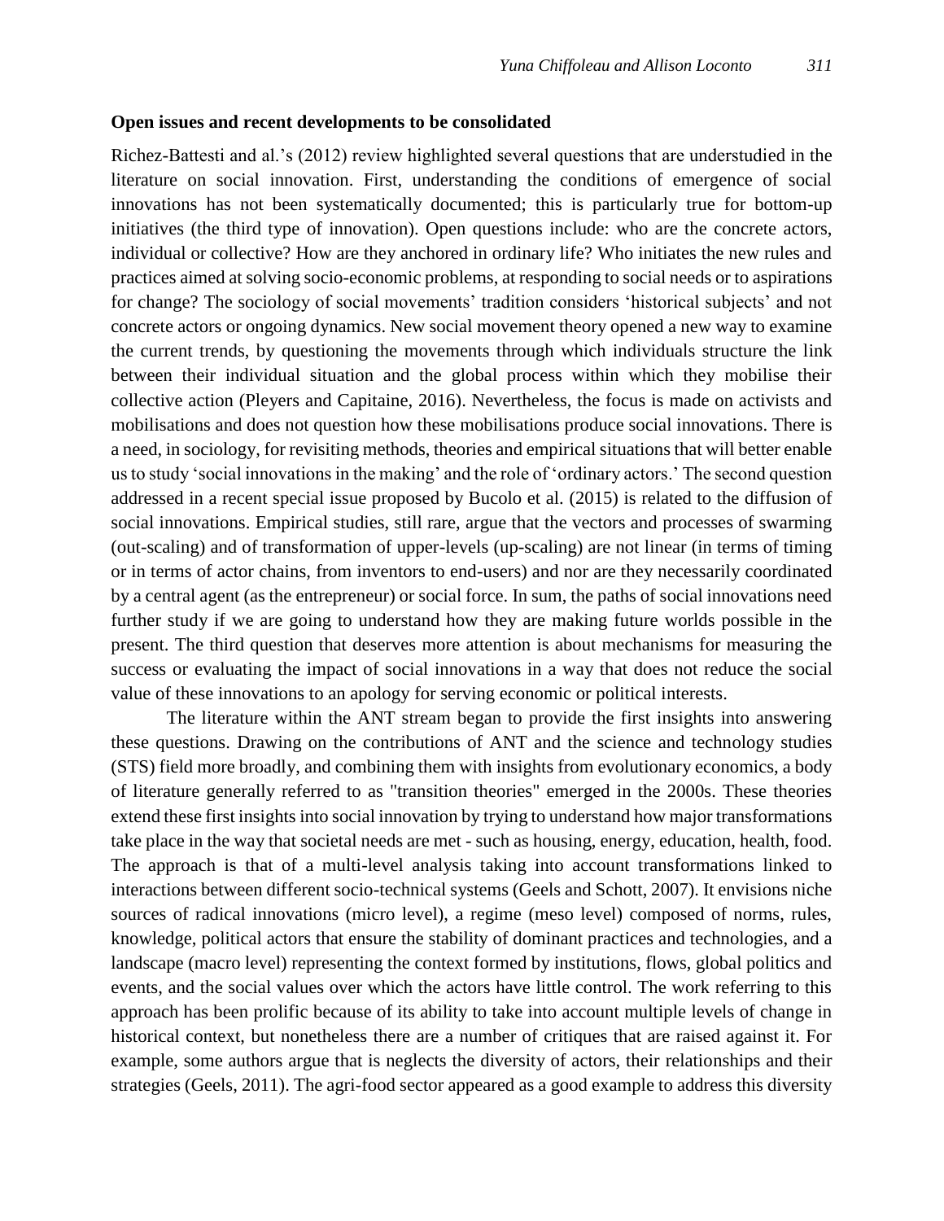**Open issues and recent developments to be consolidated**

Richez-Battesti and al.'s (2012) review highlighted several questions that are understudied in the literature on social innovation. First, understanding the conditions of emergence of social innovations has not been systematically documented; this is particularly true for bottom-up initiatives (the third type of innovation). Open questions include: who are the concrete actors, individual or collective? How are they anchored in ordinary life? Who initiates the new rules and practices aimed at solving socio-economic problems, at responding to social needs or to aspirations for change? The sociology of social movements' tradition considers 'historical subjects' and not concrete actors or ongoing dynamics. New social movement theory opened a new way to examine the current trends, by questioning the movements through which individuals structure the link between their individual situation and the global process within which they mobilise their collective action (Pleyers and Capitaine, 2016). Nevertheless, the focus is made on activists and mobilisations and does not question how these mobilisations produce social innovations. There is a need, in sociology, for revisiting methods, theories and empirical situations that will better enable us to study 'social innovations in the making' and the role of 'ordinary actors.' The second question addressed in a recent special issue proposed by Bucolo et al. (2015) is related to the diffusion of social innovations. Empirical studies, still rare, argue that the vectors and processes of swarming (out-scaling) and of transformation of upper-levels (up-scaling) are not linear (in terms of timing or in terms of actor chains, from inventors to end-users) and nor are they necessarily coordinated by a central agent (as the entrepreneur) or social force. In sum, the paths of social innovations need further study if we are going to understand how they are making future worlds possible in the present. The third question that deserves more attention is about mechanisms for measuring the success or evaluating the impact of social innovations in a way that does not reduce the social value of these innovations to an apology for serving economic or political interests.

The literature within the ANT stream began to provide the first insights into answering these questions. Drawing on the contributions of ANT and the science and technology studies (STS) field more broadly, and combining them with insights from evolutionary economics, a body of literature generally referred to as "transition theories" emerged in the 2000s. These theories extend these first insights into social innovation by trying to understand how major transformations take place in the way that societal needs are met - such as housing, energy, education, health, food. The approach is that of a multi-level analysis taking into account transformations linked to interactions between different socio-technical systems (Geels and Schott, 2007). It envisions niche sources of radical innovations (micro level), a regime (meso level) composed of norms, rules, knowledge, political actors that ensure the stability of dominant practices and technologies, and a landscape (macro level) representing the context formed by institutions, flows, global politics and events, and the social values over which the actors have little control. The work referring to this approach has been prolific because of its ability to take into account multiple levels of change in historical context, but nonetheless there are a number of critiques that are raised against it. For example, some authors argue that is neglects the diversity of actors, their relationships and their strategies (Geels, 2011). The agri-food sector appeared as a good example to address this diversity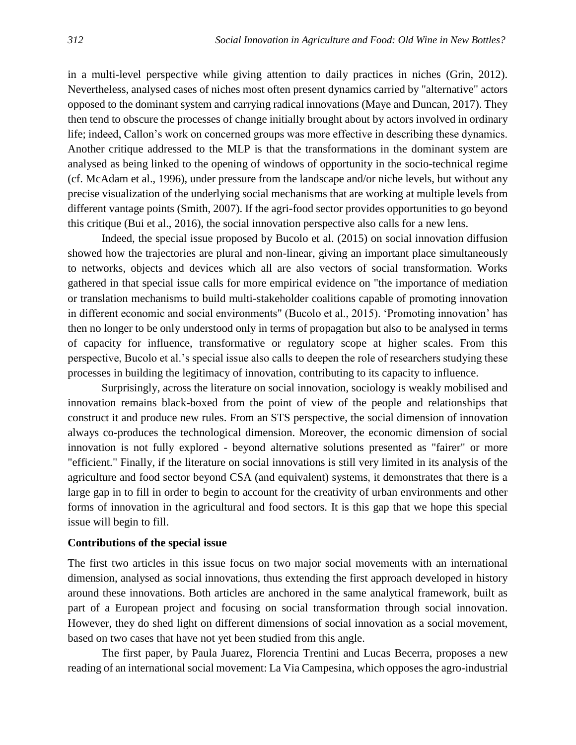in a multi-level perspective while giving attention to daily practices in niches (Grin, 2012). Nevertheless, analysed cases of niches most often present dynamics carried by "alternative" actors opposed to the dominant system and carrying radical innovations (Maye and Duncan, 2017). They then tend to obscure the processes of change initially brought about by actors involved in ordinary life; indeed, Callon's work on concerned groups was more effective in describing these dynamics. Another critique addressed to the MLP is that the transformations in the dominant system are analysed as being linked to the opening of windows of opportunity in the socio-technical regime (cf. McAdam et al., 1996), under pressure from the landscape and/or niche levels, but without any precise visualization of the underlying social mechanisms that are working at multiple levels from different vantage points (Smith, 2007). If the agri-food sector provides opportunities to go beyond this critique (Bui et al., 2016), the social innovation perspective also calls for a new lens.

Indeed, the special issue proposed by Bucolo et al. (2015) on social innovation diffusion showed how the trajectories are plural and non-linear, giving an important place simultaneously to networks, objects and devices which all are also vectors of social transformation. Works gathered in that special issue calls for more empirical evidence on "the importance of mediation or translation mechanisms to build multi-stakeholder coalitions capable of promoting innovation in different economic and social environments" (Bucolo et al., 2015). 'Promoting innovation' has then no longer to be only understood only in terms of propagation but also to be analysed in terms of capacity for influence, transformative or regulatory scope at higher scales. From this perspective, Bucolo et al.'s special issue also calls to deepen the role of researchers studying these processes in building the legitimacy of innovation, contributing to its capacity to influence.

Surprisingly, across the literature on social innovation, sociology is weakly mobilised and innovation remains black-boxed from the point of view of the people and relationships that construct it and produce new rules. From an STS perspective, the social dimension of innovation always co-produces the technological dimension. Moreover, the economic dimension of social innovation is not fully explored - beyond alternative solutions presented as "fairer" or more "efficient." Finally, if the literature on social innovations is still very limited in its analysis of the agriculture and food sector beyond CSA (and equivalent) systems, it demonstrates that there is a large gap in to fill in order to begin to account for the creativity of urban environments and other forms of innovation in the agricultural and food sectors. It is this gap that we hope this special issue will begin to fill.

**Contributions of the special issue**

The first two articles in this issue focus on two major social movements with an international dimension, analysed as social innovations, thus extending the first approach developed in history around these innovations. Both articles are anchored in the same analytical framework, built as part of a European project and focusing on social transformation through social innovation. However, they do shed light on different dimensions of social innovation as a social movement, based on two cases that have not yet been studied from this angle.

The first paper, by Paula Juarez, Florencia Trentini and Lucas Becerra, proposes a new reading of an international social movement: La Via Campesina, which opposes the agro-industrial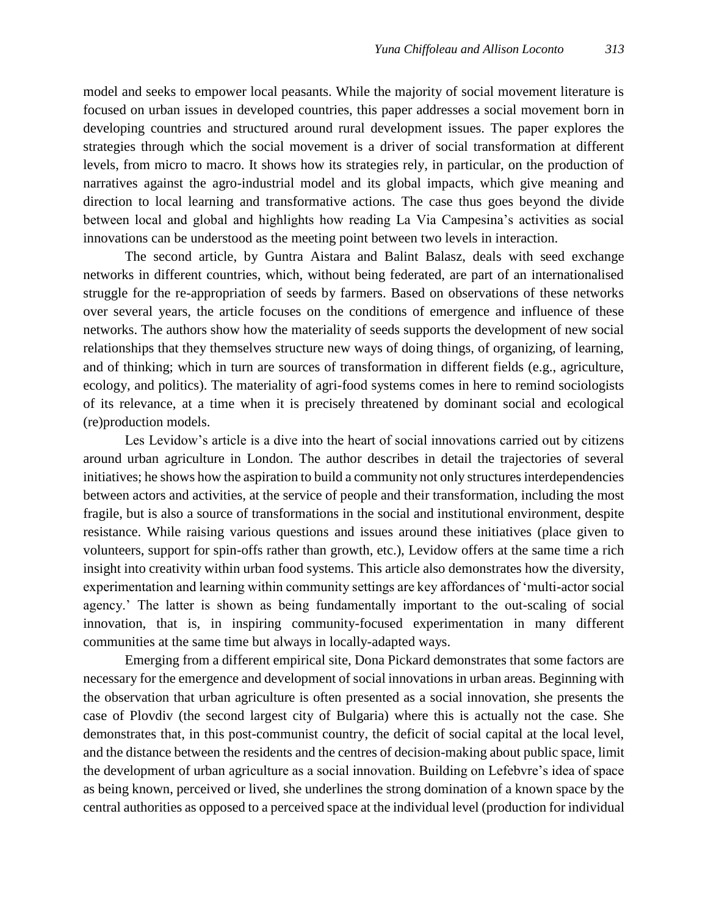model and seeks to empower local peasants. While the majority of social movement literature is focused on urban issues in developed countries, this paper addresses a social movement born in developing countries and structured around rural development issues. The paper explores the strategies through which the social movement is a driver of social transformation at different levels, from micro to macro. It shows how its strategies rely, in particular, on the production of narratives against the agro-industrial model and its global impacts, which give meaning and direction to local learning and transformative actions. The case thus goes beyond the divide between local and global and highlights how reading La Via Campesina's activities as social innovations can be understood as the meeting point between two levels in interaction.

The second article, by Guntra Aistara and Balint Balasz, deals with seed exchange networks in different countries, which, without being federated, are part of an internationalised struggle for the re-appropriation of seeds by farmers. Based on observations of these networks over several years, the article focuses on the conditions of emergence and influence of these networks. The authors show how the materiality of seeds supports the development of new social relationships that they themselves structure new ways of doing things, of organizing, of learning, and of thinking; which in turn are sources of transformation in different fields (e.g., agriculture, ecology, and politics). The materiality of agri-food systems comes in here to remind sociologists of its relevance, at a time when it is precisely threatened by dominant social and ecological (re)production models.

Les Levidow's article is a dive into the heart of social innovations carried out by citizens around urban agriculture in London. The author describes in detail the trajectories of several initiatives; he shows how the aspiration to build a community not only structures interdependencies between actors and activities, at the service of people and their transformation, including the most fragile, but is also a source of transformations in the social and institutional environment, despite resistance. While raising various questions and issues around these initiatives (place given to volunteers, support for spin-offs rather than growth, etc.), Levidow offers at the same time a rich insight into creativity within urban food systems. This article also demonstrates how the diversity, experimentation and learning within community settings are key affordances of 'multi-actor social agency.' The latter is shown as being fundamentally important to the out-scaling of social innovation, that is, in inspiring community-focused experimentation in many different communities at the same time but always in locally-adapted ways.

Emerging from a different empirical site, Dona Pickard demonstrates that some factors are necessary for the emergence and development of social innovations in urban areas. Beginning with the observation that urban agriculture is often presented as a social innovation, she presents the case of Plovdiv (the second largest city of Bulgaria) where this is actually not the case. She demonstrates that, in this post-communist country, the deficit of social capital at the local level, and the distance between the residents and the centres of decision-making about public space, limit the development of urban agriculture as a social innovation. Building on Lefebvre's idea of space as being known, perceived or lived, she underlines the strong domination of a known space by the central authorities as opposed to a perceived space at the individual level (production for individual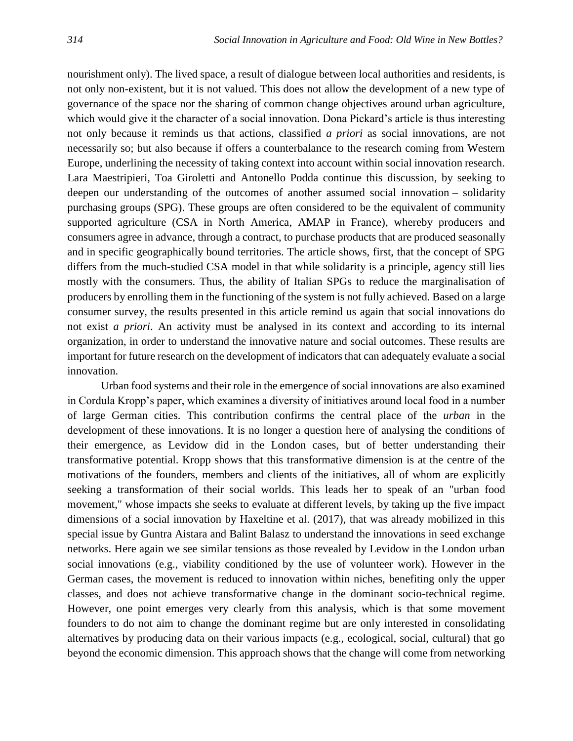nourishment only). The lived space, a result of dialogue between local authorities and residents, is not only non-existent, but it is not valued. This does not allow the development of a new type of governance of the space nor the sharing of common change objectives around urban agriculture, which would give it the character of a social innovation. Dona Pickard's article is thus interesting not only because it reminds us that actions, classified *a priori* as social innovations, are not necessarily so; but also because if offers a counterbalance to the research coming from Western Europe, underlining the necessity of taking context into account within social innovation research. Lara Maestripieri, Toa Giroletti and Antonello Podda continue this discussion, by seeking to deepen our understanding of the outcomes of another assumed social innovation – solidarity purchasing groups (SPG). These groups are often considered to be the equivalent of community supported agriculture (CSA in North America, AMAP in France), whereby producers and consumers agree in advance, through a contract, to purchase products that are produced seasonally and in specific geographically bound territories. The article shows, first, that the concept of SPG differs from the much-studied CSA model in that while solidarity is a principle, agency still lies mostly with the consumers. Thus, the ability of Italian SPGs to reduce the marginalisation of producers by enrolling them in the functioning of the system is not fully achieved. Based on a large consumer survey, the results presented in this article remind us again that social innovations do not exist *a priori*. An activity must be analysed in its context and according to its internal organization, in order to understand the innovative nature and social outcomes. These results are important for future research on the development of indicators that can adequately evaluate a social innovation.

Urban food systems and their role in the emergence of social innovations are also examined in Cordula Kropp's paper, which examines a diversity of initiatives around local food in a number of large German cities. This contribution confirms the central place of the *urban* in the development of these innovations. It is no longer a question here of analysing the conditions of their emergence, as Levidow did in the London cases, but of better understanding their transformative potential. Kropp shows that this transformative dimension is at the centre of the motivations of the founders, members and clients of the initiatives, all of whom are explicitly seeking a transformation of their social worlds. This leads her to speak of an "urban food movement," whose impacts she seeks to evaluate at different levels, by taking up the five impact dimensions of a social innovation by Haxeltine et al. (2017), that was already mobilized in this special issue by Guntra Aistara and Balint Balasz to understand the innovations in seed exchange networks. Here again we see similar tensions as those revealed by Levidow in the London urban social innovations (e.g., viability conditioned by the use of volunteer work). However in the German cases, the movement is reduced to innovation within niches, benefiting only the upper classes, and does not achieve transformative change in the dominant socio-technical regime. However, one point emerges very clearly from this analysis, which is that some movement founders to do not aim to change the dominant regime but are only interested in consolidating alternatives by producing data on their various impacts (e.g., ecological, social, cultural) that go beyond the economic dimension. This approach shows that the change will come from networking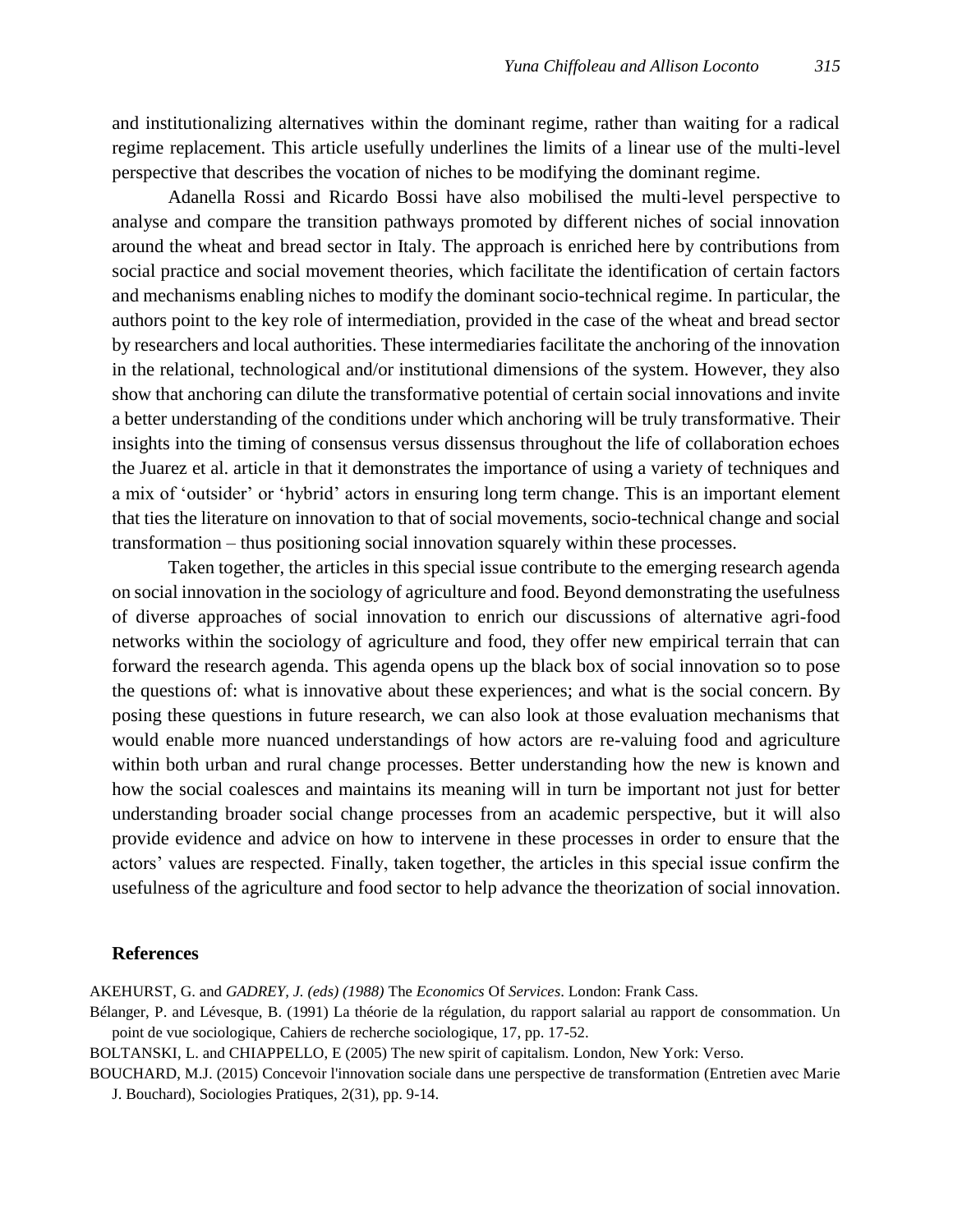and institutionalizing alternatives within the dominant regime, rather than waiting for a radical regime replacement. This article usefully underlines the limits of a linear use of the multi-level perspective that describes the vocation of niches to be modifying the dominant regime.

Adanella Rossi and Ricardo Bossi have also mobilised the multi-level perspective to analyse and compare the transition pathways promoted by different niches of social innovation around the wheat and bread sector in Italy. The approach is enriched here by contributions from social practice and social movement theories, which facilitate the identification of certain factors and mechanisms enabling niches to modify the dominant socio-technical regime. In particular, the authors point to the key role of intermediation, provided in the case of the wheat and bread sector by researchers and local authorities. These intermediaries facilitate the anchoring of the innovation in the relational, technological and/or institutional dimensions of the system. However, they also show that anchoring can dilute the transformative potential of certain social innovations and invite a better understanding of the conditions under which anchoring will be truly transformative. Their insights into the timing of consensus versus dissensus throughout the life of collaboration echoes the Juarez et al. article in that it demonstrates the importance of using a variety of techniques and a mix of 'outsider' or 'hybrid' actors in ensuring long term change. This is an important element that ties the literature on innovation to that of social movements, socio-technical change and social transformation – thus positioning social innovation squarely within these processes.

Taken together, the articles in this special issue contribute to the emerging research agenda on social innovation in the sociology of agriculture and food. Beyond demonstrating the usefulness of diverse approaches of social innovation to enrich our discussions of alternative agri-food networks within the sociology of agriculture and food, they offer new empirical terrain that can forward the research agenda. This agenda opens up the black box of social innovation so to pose the questions of: what is innovative about these experiences; and what is the social concern. By posing these questions in future research, we can also look at those evaluation mechanisms that would enable more nuanced understandings of how actors are re-valuing food and agriculture within both urban and rural change processes. Better understanding how the new is known and how the social coalesces and maintains its meaning will in turn be important not just for better understanding broader social change processes from an academic perspective, but it will also provide evidence and advice on how to intervene in these processes in order to ensure that the actors' values are respected. Finally, taken together, the articles in this special issue confirm the usefulness of the agriculture and food sector to help advance the theorization of social innovation.

## References

AKEHURST, G. and *GADREY, J. (eds) (1988)* The *Economics* Of *Services*. London: Frank Cass.

Bélanger, P. and Lévesque, B. (1991) La théorie de la régulation, du rapport salarial au rapport de consommation. Un point de vue sociologique, Cahiers de recherche sociologique, 17, pp. 17-52.

BOLTANSKI, L. and CHIAPPELLO, E (2005) The new spirit of capitalism. London, New York: Verso.

BOUCHARD, M.J. (2015) Concevoir l'innovation sociale dans une perspective de transformation (Entretien avec Marie J. Bouchard), Sociologies Pratiques, 2(31), pp. 9-14.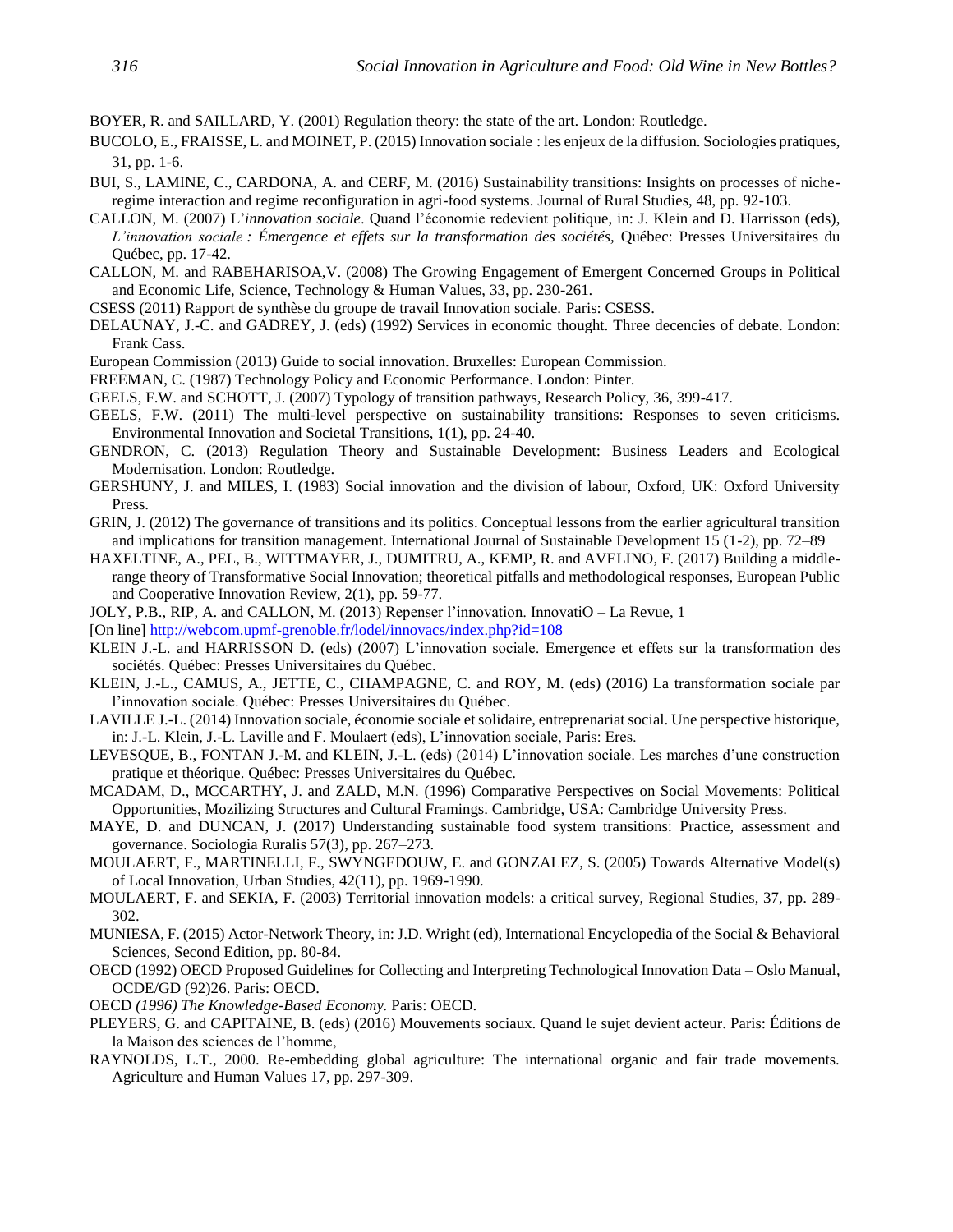BOYER, R. and SAILLARD, Y. (2001) Regulation theory: the state of the art. London: Routledge.

BUCOLO, E., FRAISSE, L. and MOINET, P. (2015) Innovation sociale : les enjeux de la diffusion. Sociologies pratiques, 31, pp. 1-6.

BUI, S., LAMINE, C., CARDONA, A. and CERF, M. (2016) Sustainability transitions: Insights on processes of niche-regime interaction and regime reconfiguration in agri-food systems. Journal of Rural Studies, 48, pp. 92-103.

CALLON, M. (2007) L'*innovation sociale*. Quand l'économie redevient politique, in: J. Klein and D. Harrisson (eds), *L'innovation sociale : Émergence et effets sur la transformation des sociétés,* Québec: Presses Universitaires du Québec, pp. 17-42.

CALLON, M. and RABEHARISOA,V. (2008) The Growing Engagement of Emergent Concerned Groups in Political and Economic Life, Science, Technology & Human Values, 33, pp. 230-261.

CSESS (2011) Rapport de synthèse du groupe de travail Innovation sociale. Paris: CSESS.

DELAUNAY, J.-C. and GADREY, J. (eds) (1992) Services in economic thought. Three decencies of debate. London: Frank Cass.

European Commission (2013) Guide to social innovation. Bruxelles: European Commission.

FREEMAN, C. (1987) Technology Policy and Economic Performance. London: Pinter.

GEELS, F.W. and SCHOTT, J. (2007) Typology of transition pathways, Research Policy, 36, 399-417.

GEELS, F.W. (2011) The multi-level perspective on sustainability transitions: Responses to seven criticisms. Environmental Innovation and Societal Transitions, 1(1), pp. 24-40.

GENDRON, C. (2013) Regulation Theory and Sustainable Development: Business Leaders and Ecological Modernisation. London: Routledge.

GERSHUNY, J. and MILES, I. (1983) Social innovation and the division of labour, Oxford, UK: Oxford University Press.

GRIN, J. (2012) The governance of transitions and its politics. Conceptual lessons from the earlier agricultural transition and implications for transition management. International Journal of Sustainable Development 15 (1-2), pp. 72–89

HAXELTINE, A., PEL, B., WITTMAYER, J., DUMITRU, A., KEMP, R. and AVELINO, F. (2017) Building a middle-range theory of Transformative Social Innovation; theoretical pitfalls and methodological responses, European Public and Cooperative Innovation Review, 2(1), pp. 59-77.

JOLY, P.B., RIP, A. and CALLON, M. (2013) Repenser l'innovation. InnovatiO – La Revue, 1

[On line] http://webcom.upmf-grenoble.fr/lodel/innovacs/index.php?id=108

KLEIN J.-L. and HARRISSON D. (eds) (2007) L'innovation sociale. Emergence et effets sur la transformation des sociétés. Québec: Presses Universitaires du Québec.

KLEIN, J.-L., CAMUS, A., JETTE, C., CHAMPAGNE, C. and ROY, M. (eds) (2016) La transformation sociale par l'innovation sociale. Québec: Presses Universitaires du Québec.

LAVILLE J.-L. (2014) Innovation sociale, économie sociale et solidaire, entreprenariat social. Une perspective historique, in: J.-L. Klein, J.-L. Laville and F. Moulaert (eds), L'innovation sociale, Paris: Eres.

LEVESQUE, B., FONTAN J.-M. and KLEIN, J.-L. (eds) (2014) L'innovation sociale. Les marches d'une construction pratique et théorique. Québec: Presses Universitaires du Québec.

MCADAM, D., MCCARTHY, J. and ZALD, M.N. (1996) Comparative Perspectives on Social Movements: Political Opportunities, Mozilizing Structures and Cultural Framings. Cambridge, USA: Cambridge University Press.

MAYE, D. and DUNCAN, J. (2017) Understanding sustainable food system transitions: Practice, assessment and governance. Sociologia Ruralis 57(3), pp. 267–273.

MOULAERT, F., MARTINELLI, F., SWYNGEDOUW, E. and GONZALEZ, S. (2005) Towards Alternative Model(s) of Local Innovation, Urban Studies, 42(11), pp. 1969-1990.

MOULAERT, F. and SEKIA, F. (2003) Territorial innovation models: a critical survey, Regional Studies, 37, pp. 289-302.

MUNIESA, F. (2015) Actor-Network Theory, in: J.D. Wright (ed), International Encyclopedia of the Social & Behavioral Sciences, Second Edition, pp. 80-84.

OECD (1992) OECD Proposed Guidelines for Collecting and Interpreting Technological Innovation Data – Oslo Manual, OCDE/GD (92)26. Paris: OECD.

OECD *(1996) The Knowledge-Based Economy.* Paris: OECD.

PLEYERS, G. and CAPITAINE, B. (eds) (2016) Mouvements sociaux. Quand le sujet devient acteur. Paris: Éditions de la Maison des sciences de l'homme,

RAYNOLDS, L.T., 2000. Re-embedding global agriculture: The international organic and fair trade movements. Agriculture and Human Values 17, pp. 297-309.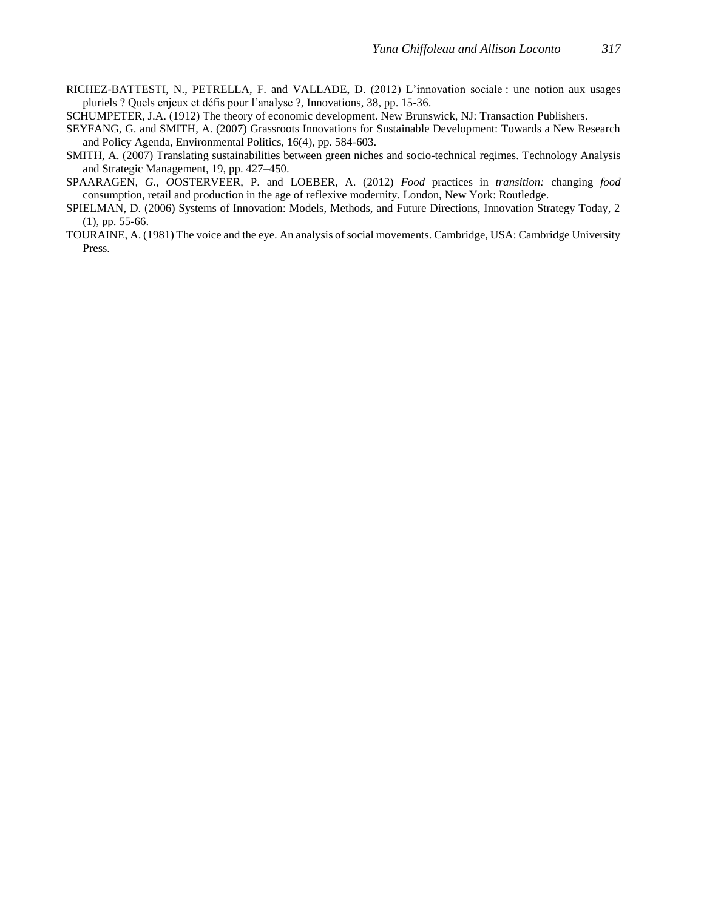RICHEZ-BATTESTI, N., PETRELLA, F. and VALLADE, D. (2012) L'innovation sociale : une notion aux usages pluriels ? Quels enjeux et défis pour l'analyse ?, Innovations, 38, pp. 15-36.

SCHUMPETER, J.A. (1912) The theory of economic development. New Brunswick, NJ: Transaction Publishers.

SEYFANG, G. and SMITH, A. (2007) Grassroots Innovations for Sustainable Development: Towards a New Research and Policy Agenda, Environmental Politics, 16(4), pp. 584-603.

SMITH, A. (2007) Translating sustainabilities between green niches and socio-technical regimes. Technology Analysis and Strategic Management, 19, pp. 427–450.

SPAARAGEN, *G., O*OSTERVEER, P. and LOEBER, A. (2012) *Food* practices in *transition:* changing *food* consumption, retail and production in the age of reflexive modernity. London, New York: Routledge.

SPIELMAN, D. (2006) Systems of Innovation: Models, Methods, and Future Directions, Innovation Strategy Today, 2 (1), pp. 55-66.

TOURAINE, A. (1981) The voice and the eye. An analysis of social movements. Cambridge, USA: Cambridge University Press.